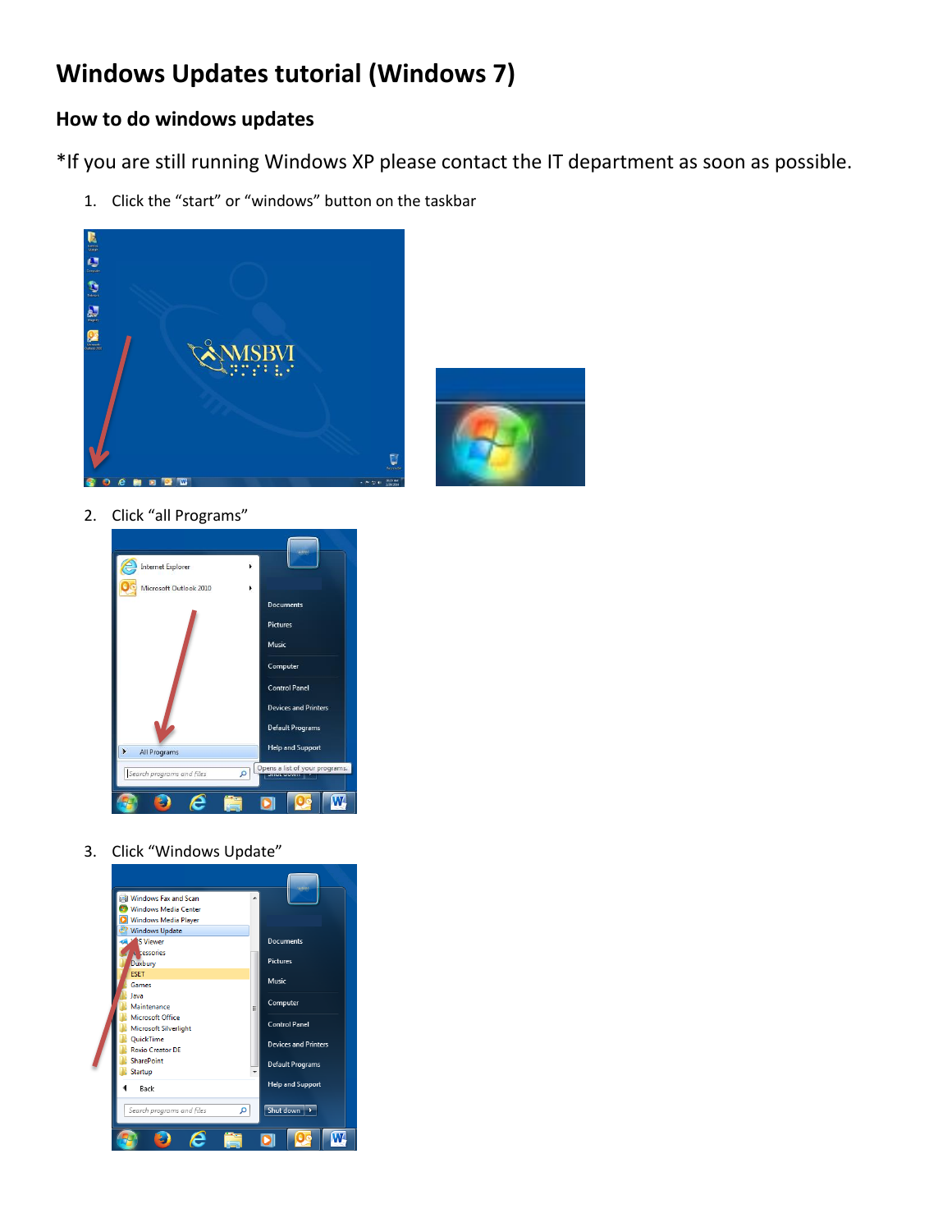# Windows Updates tutorial (Windows 7)

## How to do windows updates

*If you are still running Windows XP please contact the IT department as soon as possible.

1. Click the "start" or "windows" button on the taskbar

2. Click "all Programs"

3. Click "Windows Update"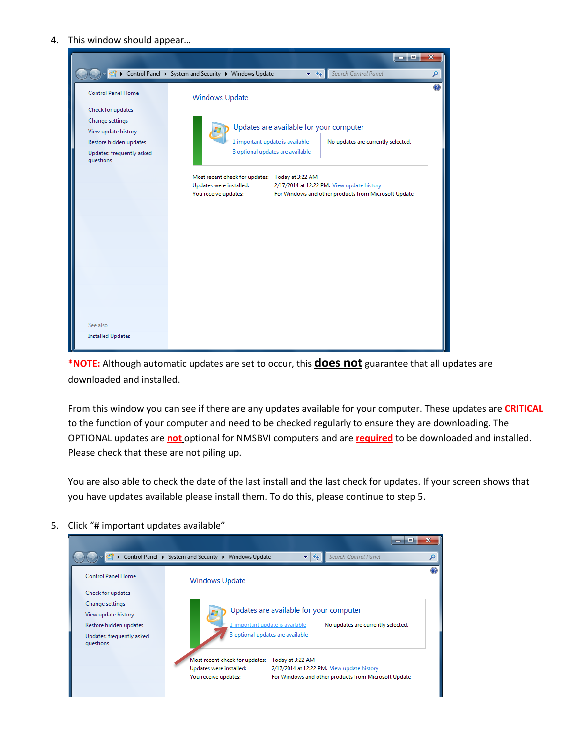4. This window should appear…

*NOTE: Although automatic updates are set to occur, this **does not** guarantee that all updates are downloaded and installed.

From this window you can see if there are any updates available for your computer. These updates are **CRITICAL** to the function of your computer and need to be checked regularly to ensure they are downloading. The OPTIONAL updates are **not** optional for NMSBVI computers and are **required** to be downloaded and installed. Please check that these are not piling up.

You are also able to check the date of the last install and the last check for updates. If your screen shows that you have updates available please install them. To do this, please continue to step 5.

5. Click "# important updates available"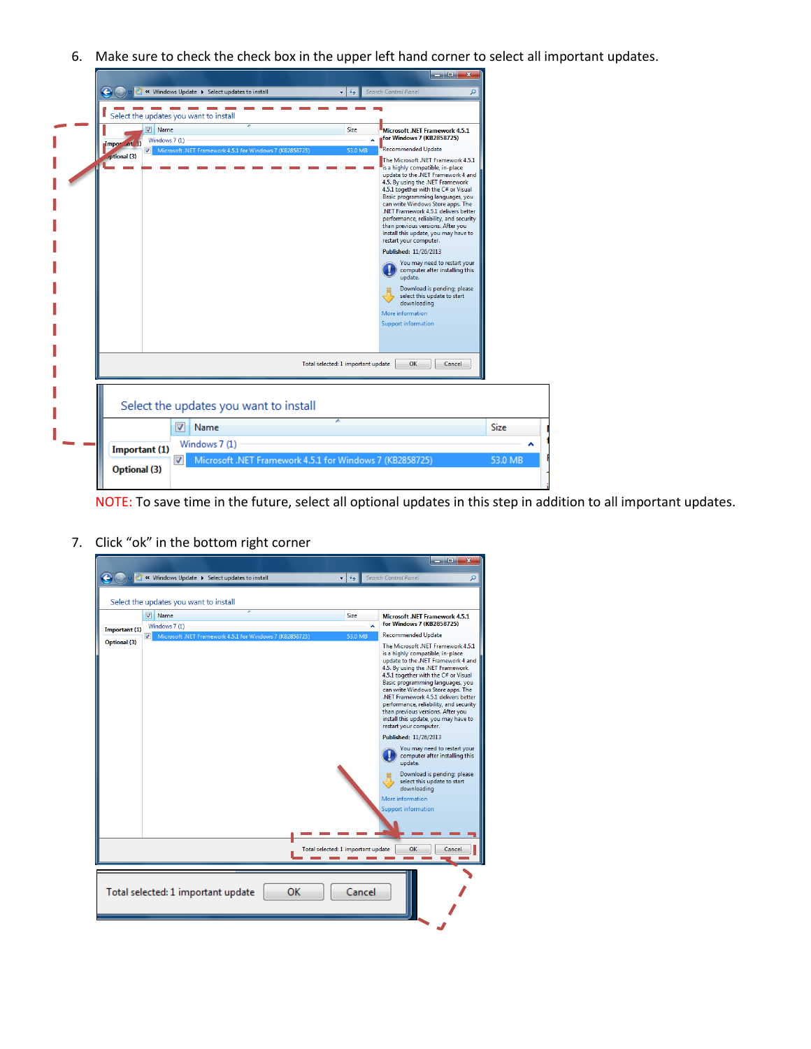6. Make sure to check the check box in the upper left hand corner to select all important updates.

NOTE: To save time in the future, select all optional updates in this step in addition to all important updates.

7. Click "ok" in the bottom right corner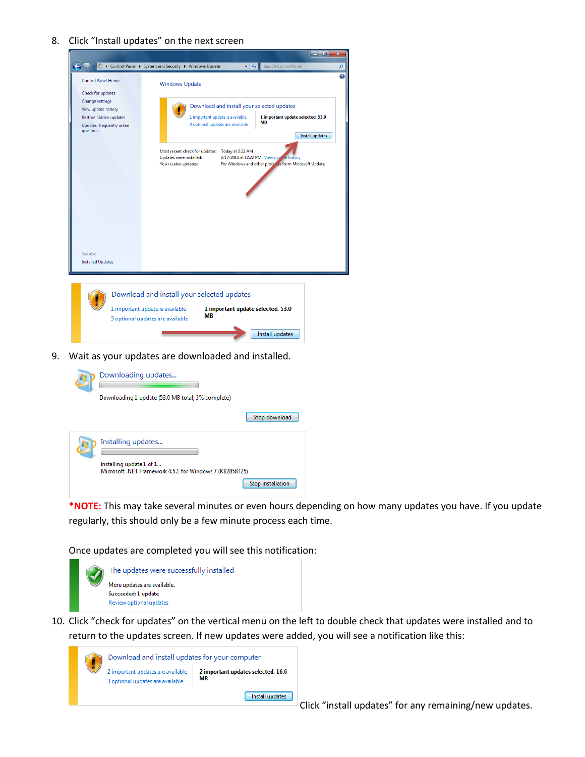8. Click “Install updates” on the next screen

9. Wait as your updates are downloaded and installed.

*NOTE: This may take several minutes or even hours depending on how many updates you have. If you update regularly, this should only be a few minute process each time.

Once updates are completed you will see this notification:

10. Click “check for updates” on the vertical menu on the left to double check that updates were installed and to return to the updates screen. If new updates were added, you will see a notification like this:

Click “install updates” for any remaining/new updates.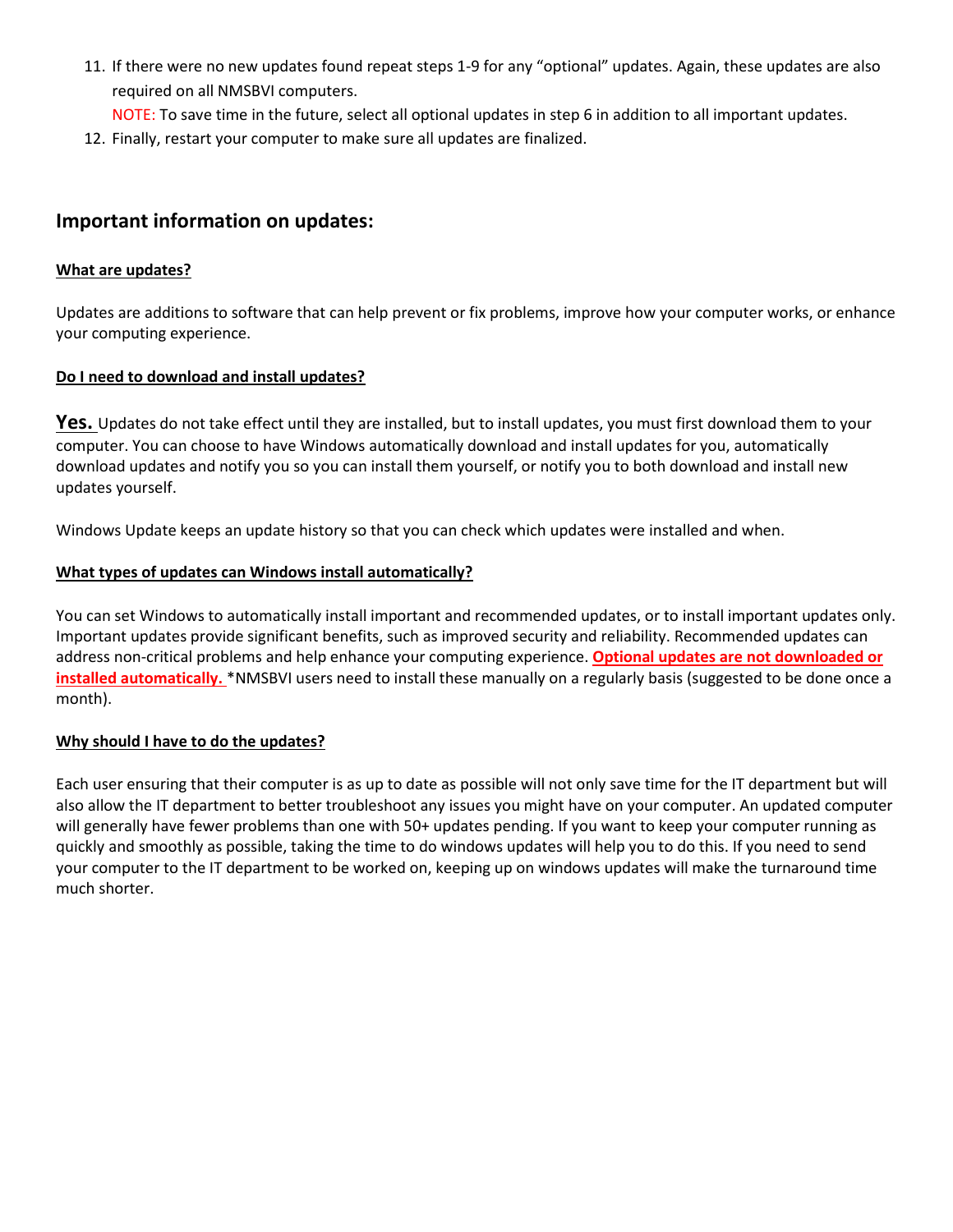11. If there were no new updates found repeat steps 1-9 for any "optional" updates. Again, these updates are also required on all NMSBVI computers.
    NOTE: To save time in the future, select all optional updates in step 6 in addition to all important updates.
12. Finally, restart your computer to make sure all updates are finalized.

## Important information on updates:

**What are updates?**

Updates are additions to software that can help prevent or fix problems, improve how your computer works, or enhance your computing experience.

**Do I need to download and install updates?**

**Yes.** Updates do not take effect until they are installed, but to install updates, you must first download them to your computer. You can choose to have Windows automatically download and install updates for you, automatically download updates and notify you so you can install them yourself, or notify you to both download and install new updates yourself.

Windows Update keeps an update history so that you can check which updates were installed and when.

**What types of updates can Windows install automatically?**

You can set Windows to automatically install important and recommended updates, or to install important updates only. Important updates provide significant benefits, such as improved security and reliability. Recommended updates can address non-critical problems and help enhance your computing experience. **Optional updates are not downloaded or installed automatically.** *NMSBVI users need to install these manually on a regularly basis (suggested to be done once a month).

**Why should I have to do the updates?**

Each user ensuring that their computer is as up to date as possible will not only save time for the IT department but will also allow the IT department to better troubleshoot any issues you might have on your computer. An updated computer will generally have fewer problems than one with 50+ updates pending. If you want to keep your computer running as quickly and smoothly as possible, taking the time to do windows updates will help you to do this. If you need to send your computer to the IT department to be worked on, keeping up on windows updates will make the turnaround time much shorter.